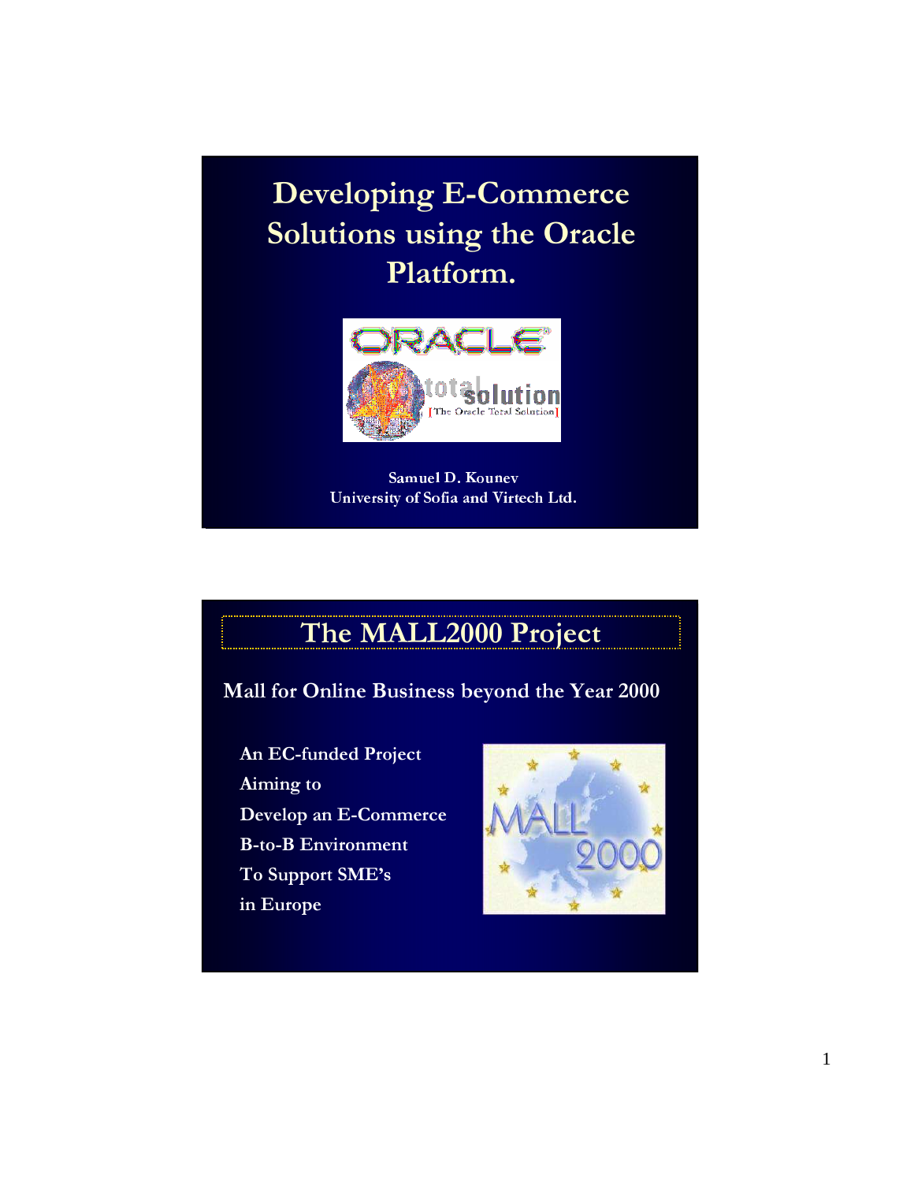# Developing E-Commerce Solutions using the Oracle Platform.

Samuel D. Kounev
University of Sofia and Virtech Ltd.

## The MALL2000 Project

Mall for Online Business beyond the Year 2000

An EC-funded Project
Aiming to
Develop an E-Commerce
B-to-B Environment
To Support SME's
in Europe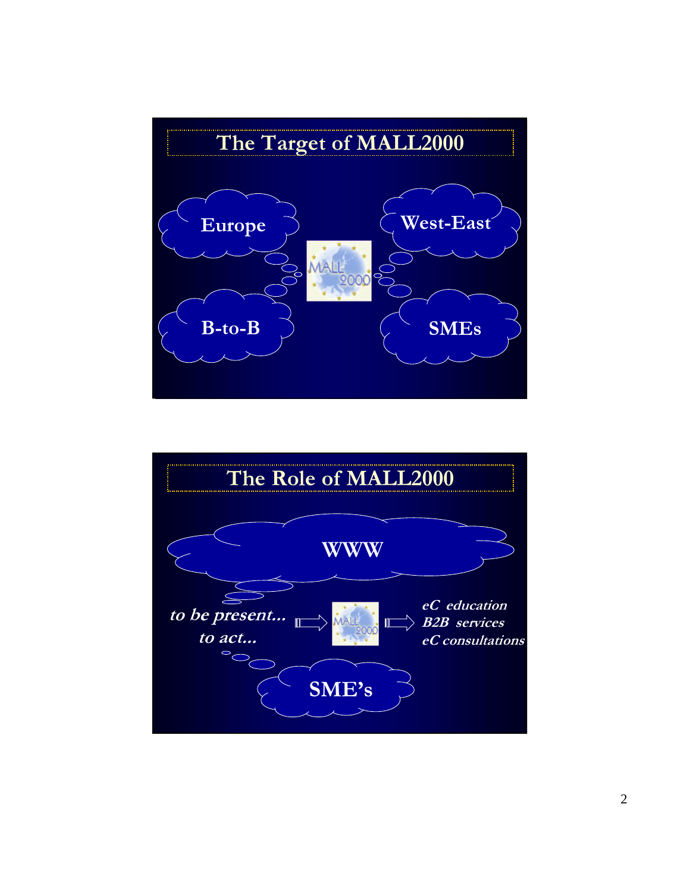## The Target of MALL2000

Europe

West-East

B-to-B

SMEs

## The Role of MALL2000

WWW

*to be present...*

*to act...*

*eC education*
*B2B services*
*eC consultations*

SME's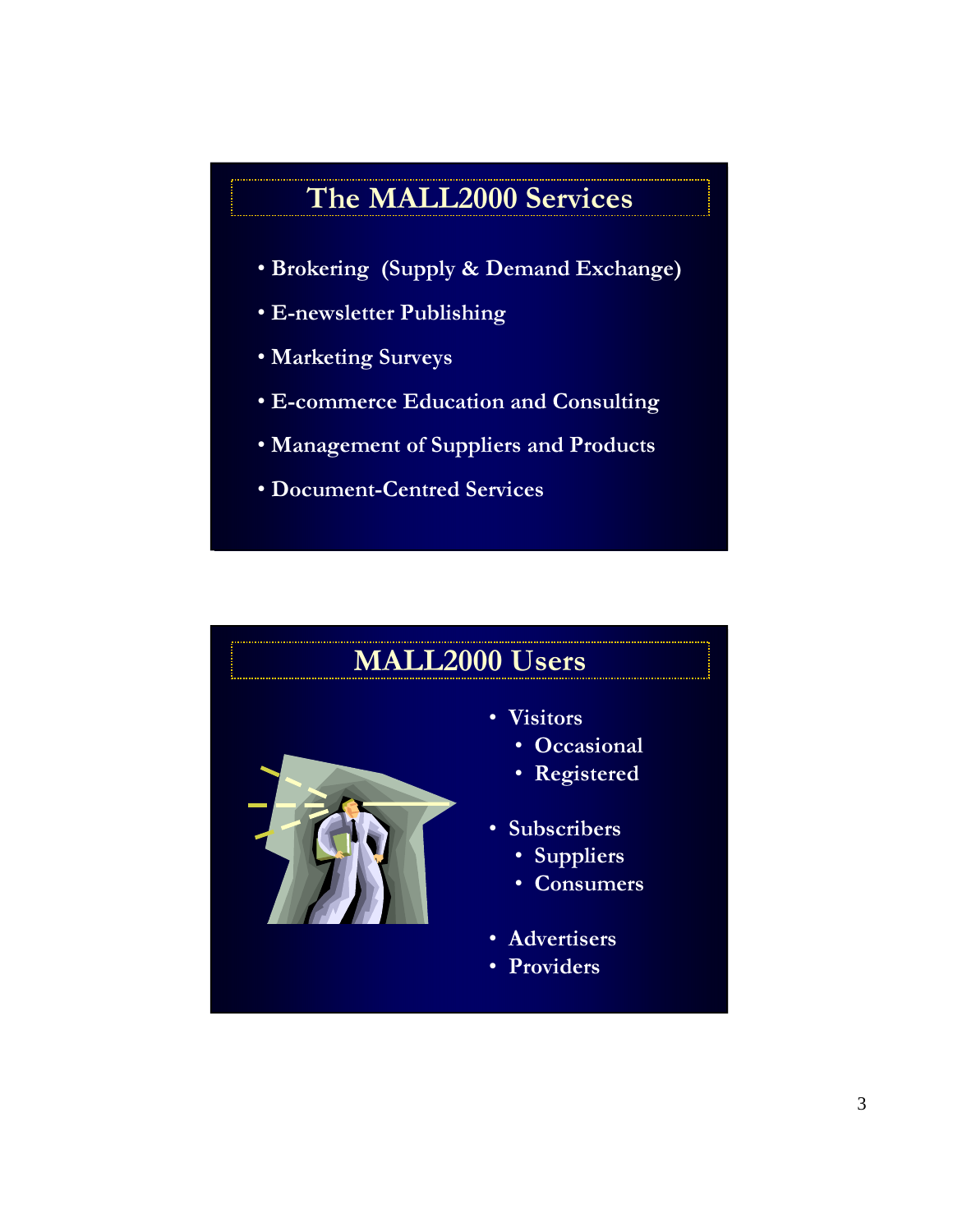## The MALL2000 Services

- Brokering (Supply & Demand Exchange)
- E-newsletter Publishing
- Marketing Surveys
- E-commerce Education and Consulting
- Management of Suppliers and Products
- Document-Centred Services

## MALL2000 Users

- Visitors
  - Occasional
  - Registered
- Subscribers
  - Suppliers
  - Consumers
- Advertisers
- Providers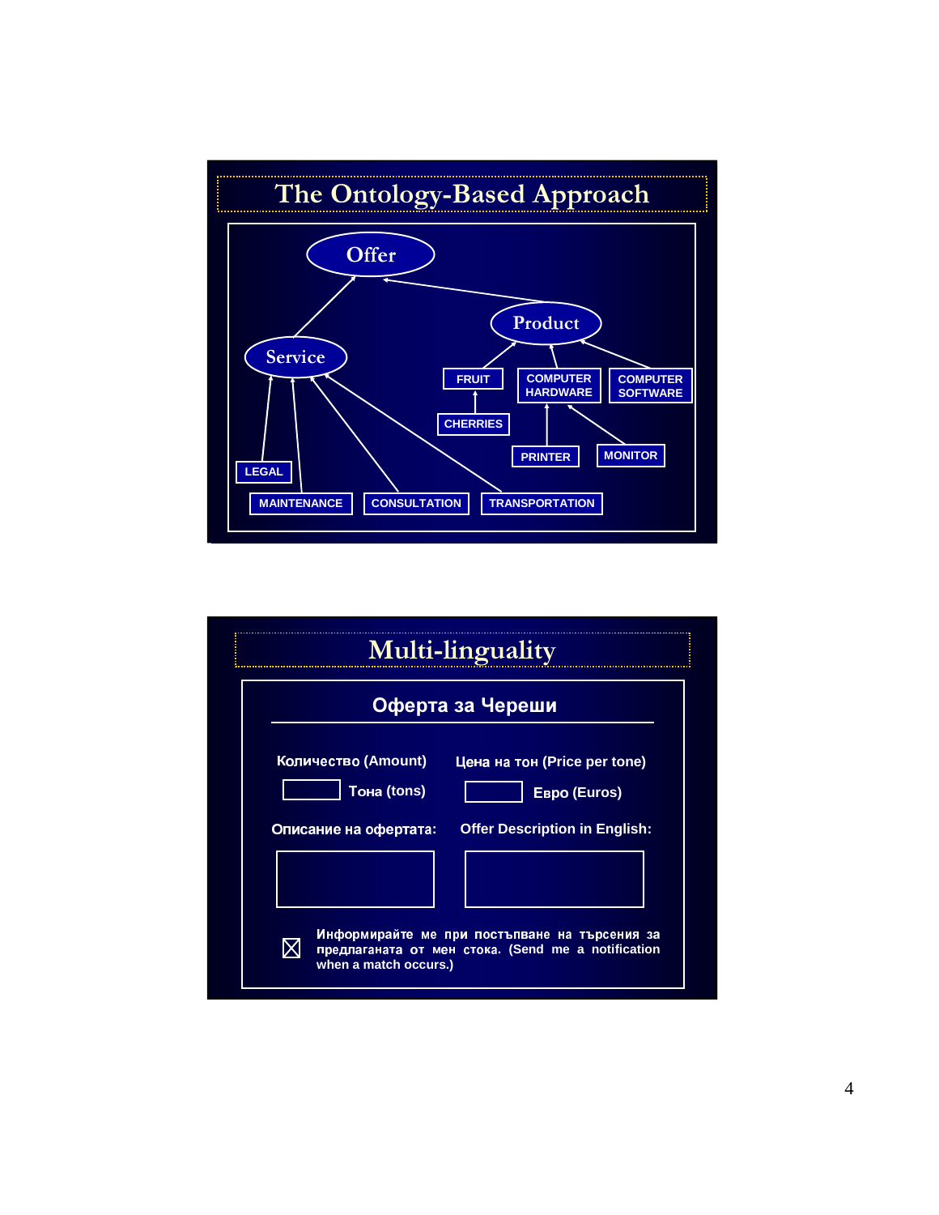# The Ontology-Based Approach

Offer

Service

Product

FRUIT

COMPUTER HARDWARE

COMPUTER SOFTWARE

CHERRIES

PRINTER

MONITOR

LEGAL

MAINTENANCE

CONSULTATION

TRANSPORTATION

# Multi-linguality

**Оферта за Череши**

**Количество (Amount)**

**Тона (tons)**

**Цена на тон (Price per tone)**

**Евро (Euros)**

**Описание на офертата:**

**Offer Description in English:**

☒ **Информирайте ме при постъпване на търсения за предлаганата от мен стока. (Send me a notification when a match occurs.)**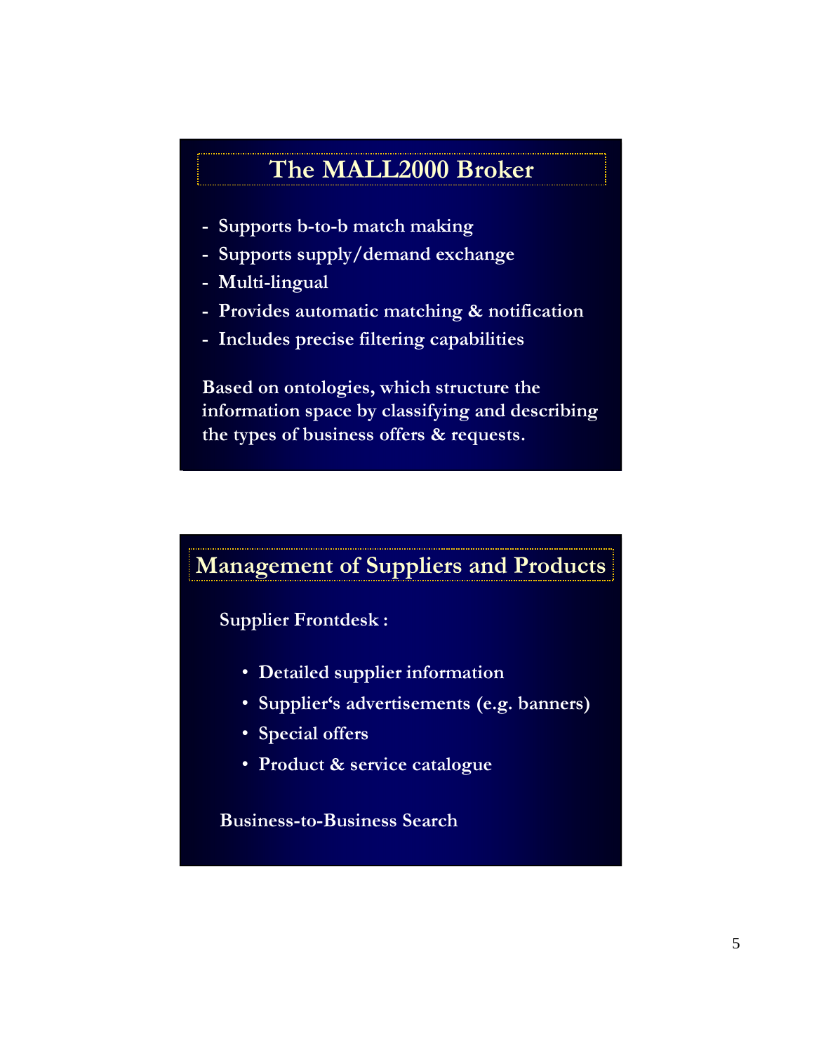## The MALL2000 Broker

- Supports b-to-b match making
- Supports supply/demand exchange
- Multi-lingual
- Provides automatic matching & notification
- Includes precise filtering capabilities

Based on ontologies, which structure the information space by classifying and describing the types of business offers & requests.

## Management of Suppliers and Products

Supplier Frontdesk :

- Detailed supplier information
- Supplier‘s advertisements (e.g. banners)
- Special offers
- Product & service catalogue

Business-to-Business Search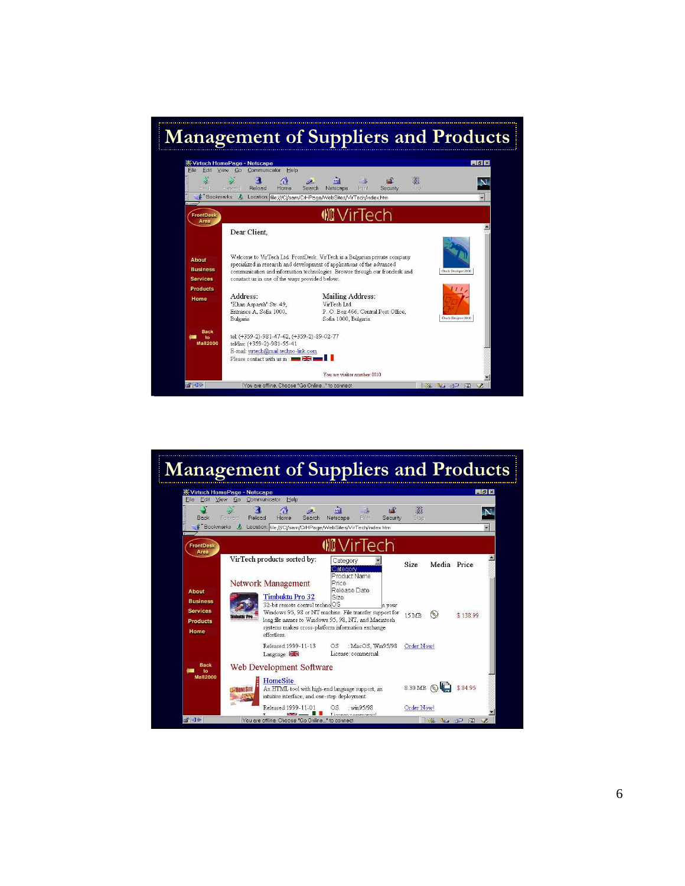# Management of Suppliers and Products

Virtech HomePage - Netscape

File Edit View Go Communicator Help

Back Forward Reload Home Search Netscape Print Security Stop

Bookmarks Location: file:///C|/sam/CrHPage/WebSites/VirTech/index.htm

FrontDesk Area

VirTech

About
Business
Services
Products
Home

Back to Mall2000

Dear Client,

Welcome to VirTech Ltd. FrontDesk. VirTech is a Bulgarian private company specialized in research and development of applications of the advanced communication and information technologies. Browse through our frondesk and contact us in one of the ways provided below.

Address:
"Khan Asparuh" Str. 49,
Entrance A, Sofia 1000,
Bulgaria

Mailing Address:
VirTech Ltd.
P. O. Box 466, Central Post Office,
Sofia 1000, Bulgaria

tel: (+359-2)-981-47-62, (+359-2)-89-02-77
tel/fax: (+359-2)-981-55-41
E-mail: virtech@mail.techno-link.com
Please contact with us in :

You are visitor number: 0010

You are offline. Choose "Go Online..." to connect

# Management of Suppliers and Products

Virtech HomePage - Netscape

File Edit View Go Communicator Help

Back Forward Reload Home Search Netscape Print Security Stop

Bookmarks Location: file:///C|/sam/CrHPage/WebSites/VirTech/index.htm

FrontDesk Area

VirTech

About
Business
Services
Products
Home

Back to Mall2000

VirTech products sorted by: Category (Category / Product Name / Price / Release Date / Size / OS)

Size Media Price

Network Management

Timbuktu Pro 32
32-bit remote control techno... your Windows 95, 98 or NT machine. File transfer support for long file names to Windows 95, 98, NT, and Macintosh systems makes cross-platform information exchange effortless.
15 MB $ 138.99
Released: 1999-11-13 OS : MacOS, Win95/98 Order Now!
Language: License: commercial

Web Development Software

HomeSite
An HTML tool with high-end language support, an intuitive interface, and one-step deployment.
8.30 MB $ 84.95
Released: 1999-11-01 OS : win95/98 Order Now!

You are offline. Choose "Go Online..." to connect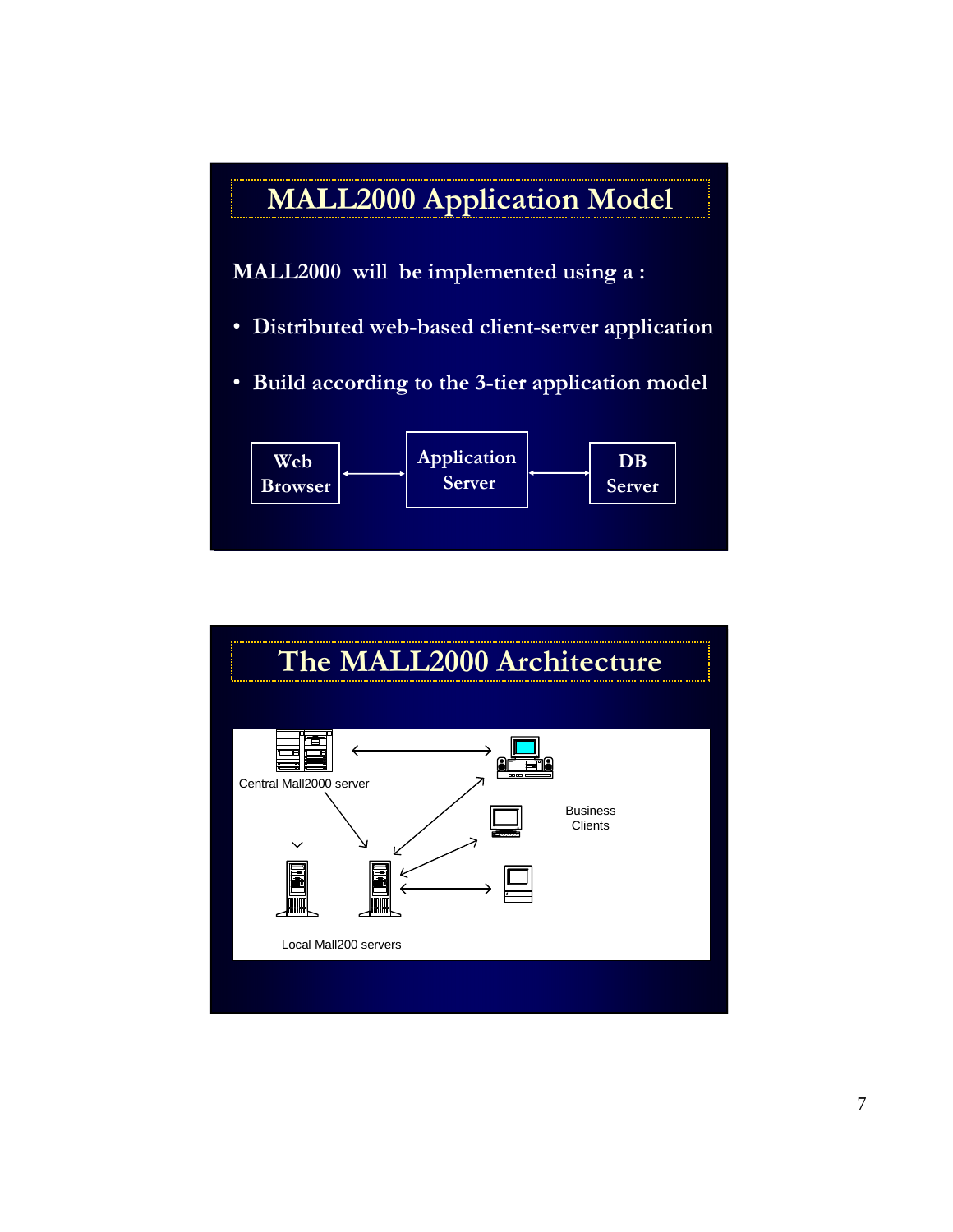# MALL2000 Application Model

MALL2000 will be implemented using a :

- Distributed web-based client-server application
- Build according to the 3-tier application model

Web Browser ↔ Application Server ↔ DB Server

# The MALL2000 Architecture

Central Mall2000 server

Business Clients

Local Mall200 servers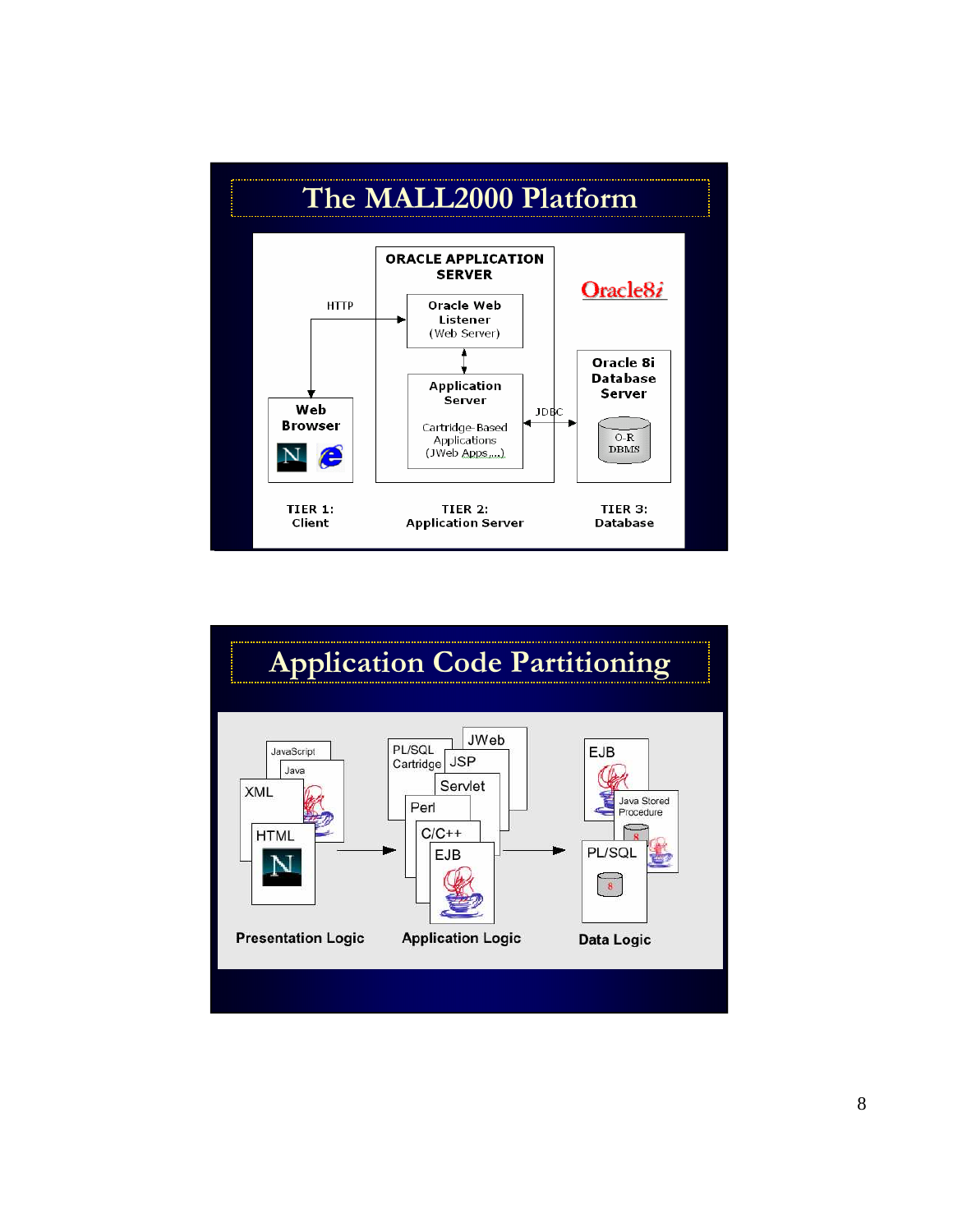# The MALL2000 Platform

ORACLE APPLICATION SERVER

Oracle Web Listener (Web Server)

Application Server

Cartridge-Based Applications (JWeb Apps....)

HTTP

JDBC

Web Browser

Oracle8*i*

Oracle 8i Database Server

O-R DBMS

TIER 1: Client

TIER 2: Application Server

TIER 3: Database

# Application Code Partitioning

JavaScript, Java, XML, HTML

PL/SQL Cartridge, JWeb, JSP, Servlet, Perl, C/C++, EJB

EJB, Java Stored Procedure, PL/SQL

Presentation Logic

Application Logic

Data Logic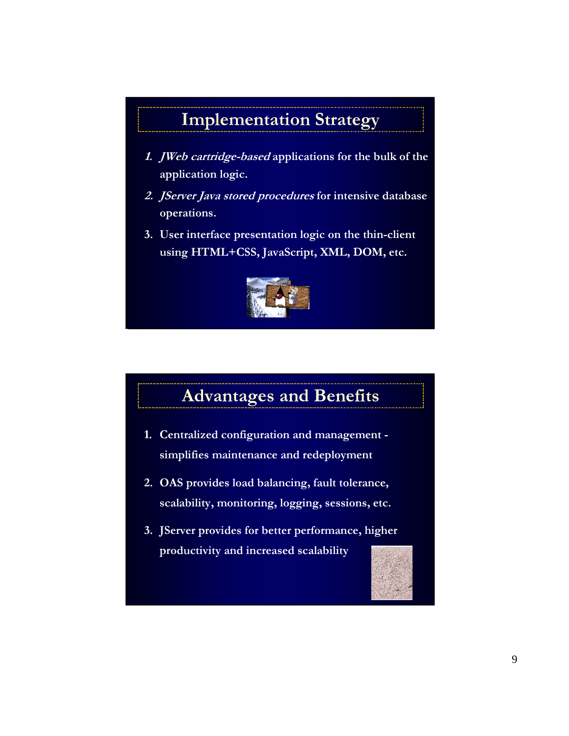## Implementation Strategy

1. *JWeb cartridge-based* applications for the bulk of the application logic.
2. *JServer Java stored procedures* for intensive database operations.
3. User interface presentation logic on the thin-client using HTML+CSS, JavaScript, XML, DOM, etc.

## Advantages and Benefits

1. Centralized configuration and management - simplifies maintenance and redeployment
2. OAS provides load balancing, fault tolerance, scalability, monitoring, logging, sessions, etc.
3. JServer provides for better performance, higher productivity and increased scalability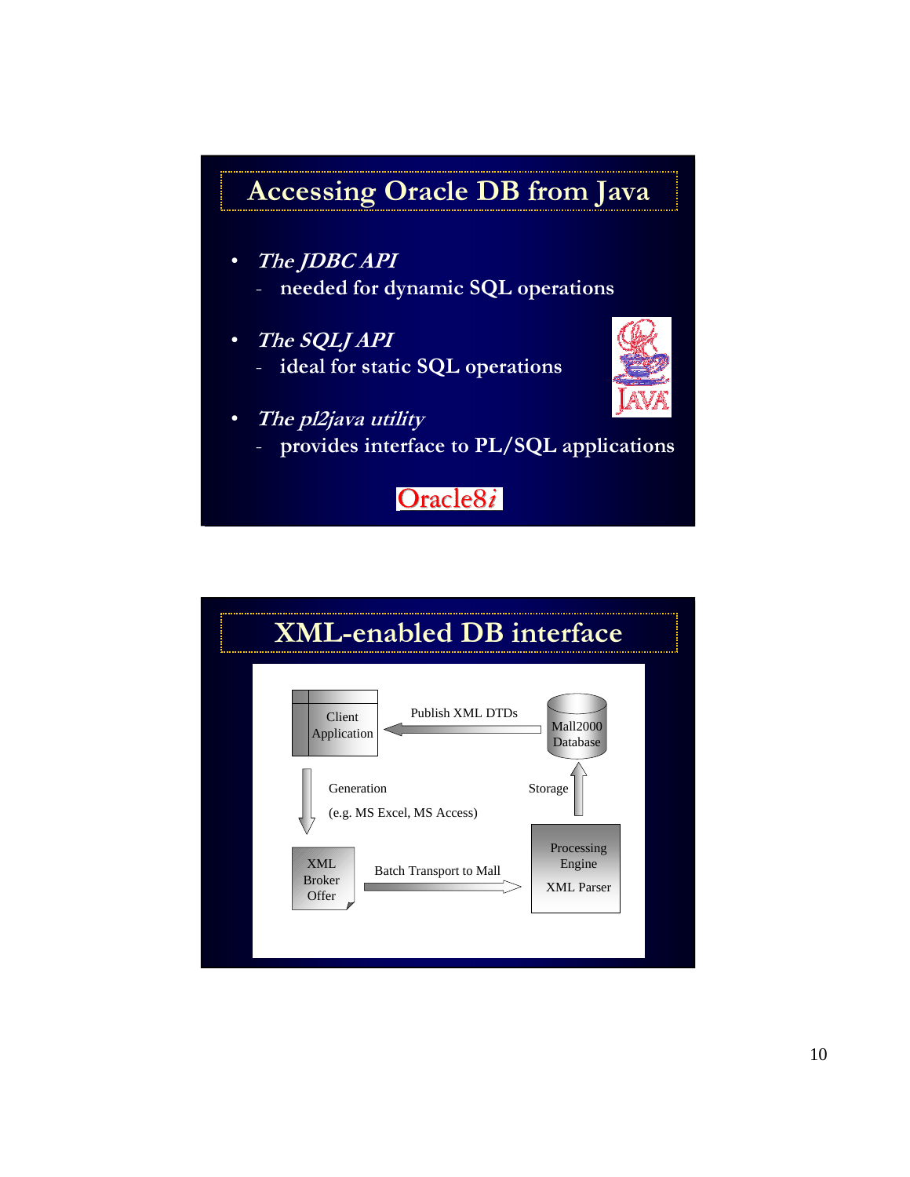## Accessing Oracle DB from Java

- *The JDBC API*
  - needed for dynamic SQL operations
- *The SQLJ API*
  - ideal for static SQL operations
- *The pl2java utility*
  - provides interface to PL/SQL applications

Oracle8*i*

## XML-enabled DB interface

Client Application ← Publish XML DTDs ← Mall2000 Database

Generation (e.g. MS Excel, MS Access)

Storage

XML Broker Offer → Batch Transport to Mall → Processing Engine XML Parser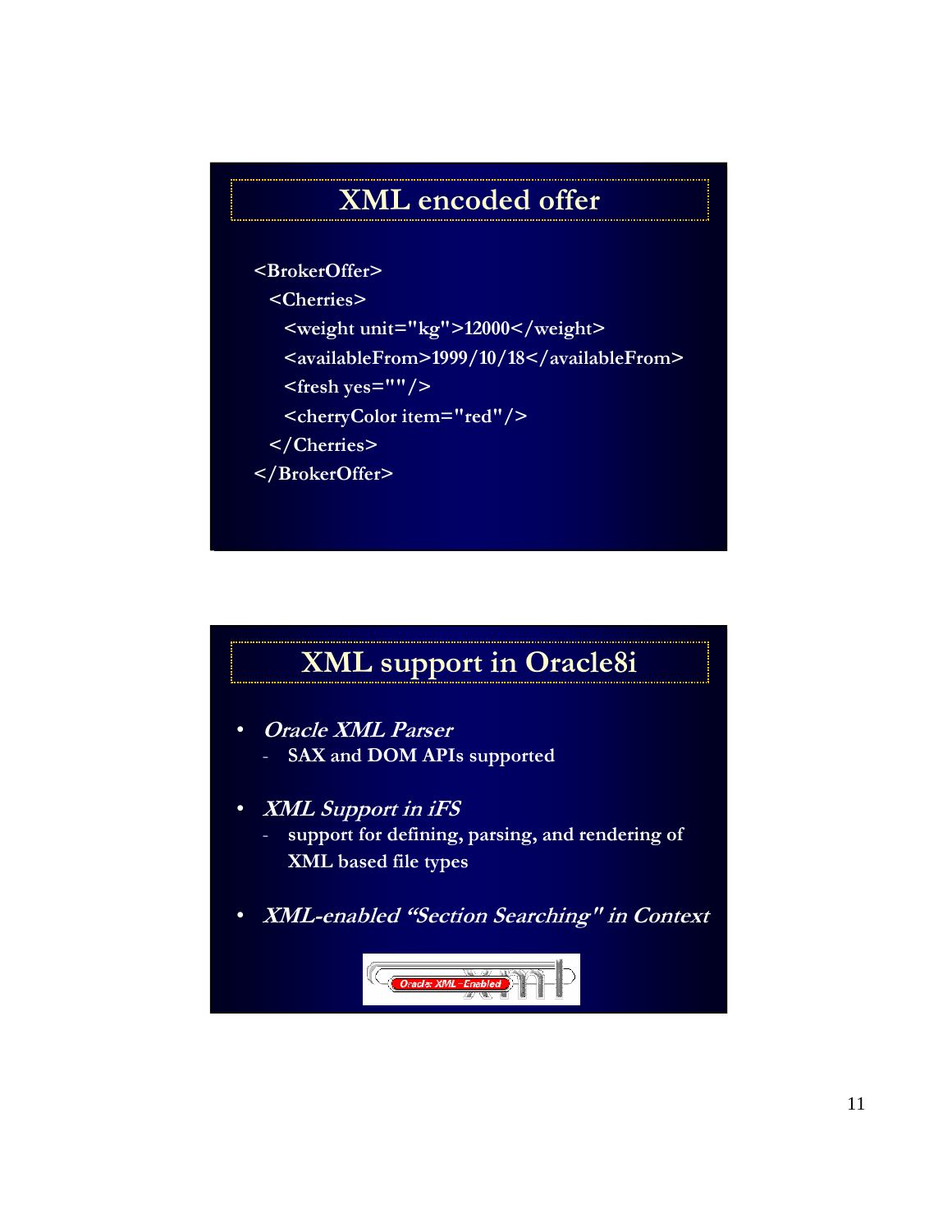## XML encoded offer

```
<BrokerOffer>
  <Cherries>
    <weight unit="kg">12000</weight>
    <availableFrom>1999/10/18</availableFrom>
    <fresh yes=""/>
    <cherryColor item="red"/>
  </Cherries>
</BrokerOffer>
```

## XML support in Oracle8i

- *Oracle XML Parser*
  - SAX and DOM APIs supported
- *XML Support in iFS*
  - support for defining, parsing, and rendering of XML based file types
- *XML-enabled "Section Searching" in Context*

Oracle XML Enabled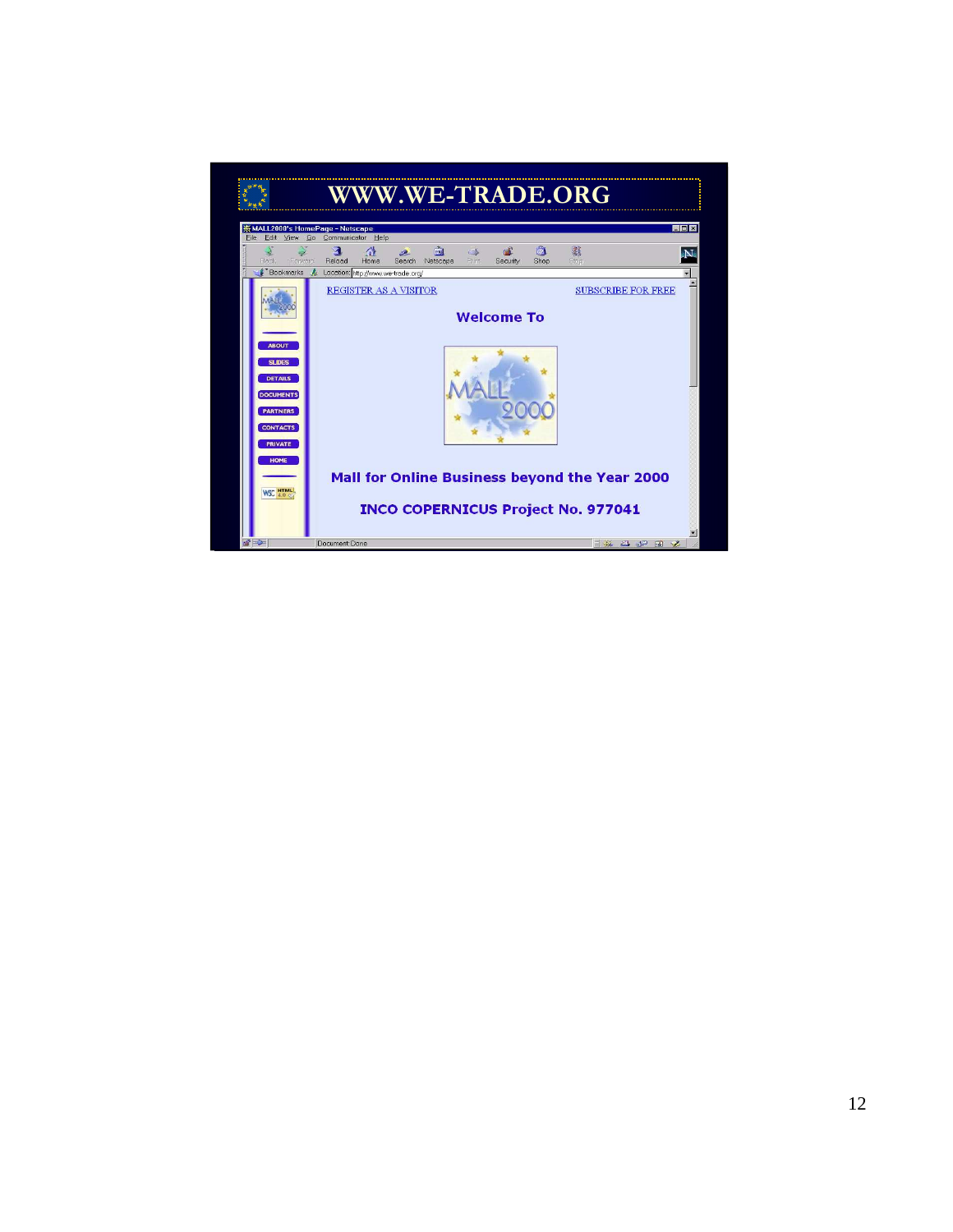# WWW.WE-TRADE.ORG

REGISTER AS A VISITOR

SUBSCRIBE FOR FREE

Welcome To

MALL 2000

ABOUT
SLIDES
DETAILS
DOCUMENTS
PARTNERS
CONTACTS
PRIVATE
HOME

**Mall for Online Business beyond the Year 2000**

**INCO COPERNICUS Project No. 977041**